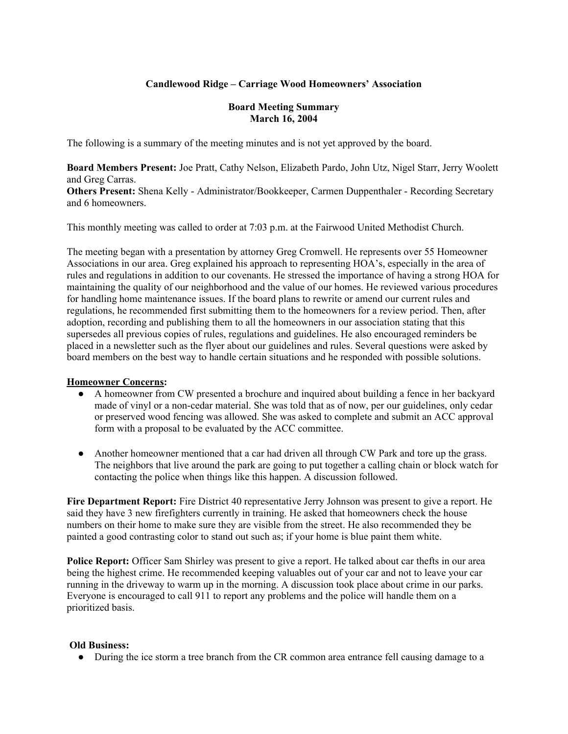**Candlewood Ridge – Carriage Wood Homeowners' Association**

**Board Meeting Summary**
**March 16, 2004**

The following is a summary of the meeting minutes and is not yet approved by the board.

**Board Members Present:** Joe Pratt, Cathy Nelson, Elizabeth Pardo, John Utz, Nigel Starr, Jerry Woolett and Greg Carras.
**Others Present:** Shena Kelly - Administrator/Bookkeeper, Carmen Duppenthaler - Recording Secretary and 6 homeowners.

This monthly meeting was called to order at 7:03 p.m. at the Fairwood United Methodist Church.

The meeting began with a presentation by attorney Greg Cromwell. He represents over 55 Homeowner Associations in our area. Greg explained his approach to representing HOA's, especially in the area of rules and regulations in addition to our covenants. He stressed the importance of having a strong HOA for maintaining the quality of our neighborhood and the value of our homes. He reviewed various procedures for handling home maintenance issues. If the board plans to rewrite or amend our current rules and regulations, he recommended first submitting them to the homeowners for a review period. Then, after adoption, recording and publishing them to all the homeowners in our association stating that this supersedes all previous copies of rules, regulations and guidelines. He also encouraged reminders be placed in a newsletter such as the flyer about our guidelines and rules. Several questions were asked by board members on the best way to handle certain situations and he responded with possible solutions.

**Homeowner Concerns:**

- A homeowner from CW presented a brochure and inquired about building a fence in her backyard made of vinyl or a non-cedar material. She was told that as of now, per our guidelines, only cedar or preserved wood fencing was allowed. She was asked to complete and submit an ACC approval form with a proposal to be evaluated by the ACC committee.

- Another homeowner mentioned that a car had driven all through CW Park and tore up the grass. The neighbors that live around the park are going to put together a calling chain or block watch for contacting the police when things like this happen. A discussion followed.

**Fire Department Report:** Fire District 40 representative Jerry Johnson was present to give a report. He said they have 3 new firefighters currently in training. He asked that homeowners check the house numbers on their home to make sure they are visible from the street. He also recommended they be painted a good contrasting color to stand out such as; if your home is blue paint them white.

**Police Report:** Officer Sam Shirley was present to give a report. He talked about car thefts in our area being the highest crime. He recommended keeping valuables out of your car and not to leave your car running in the driveway to warm up in the morning. A discussion took place about crime in our parks. Everyone is encouraged to call 911 to report any problems and the police will handle them on a prioritized basis.

**Old Business:**

- During the ice storm a tree branch from the CR common area entrance fell causing damage to a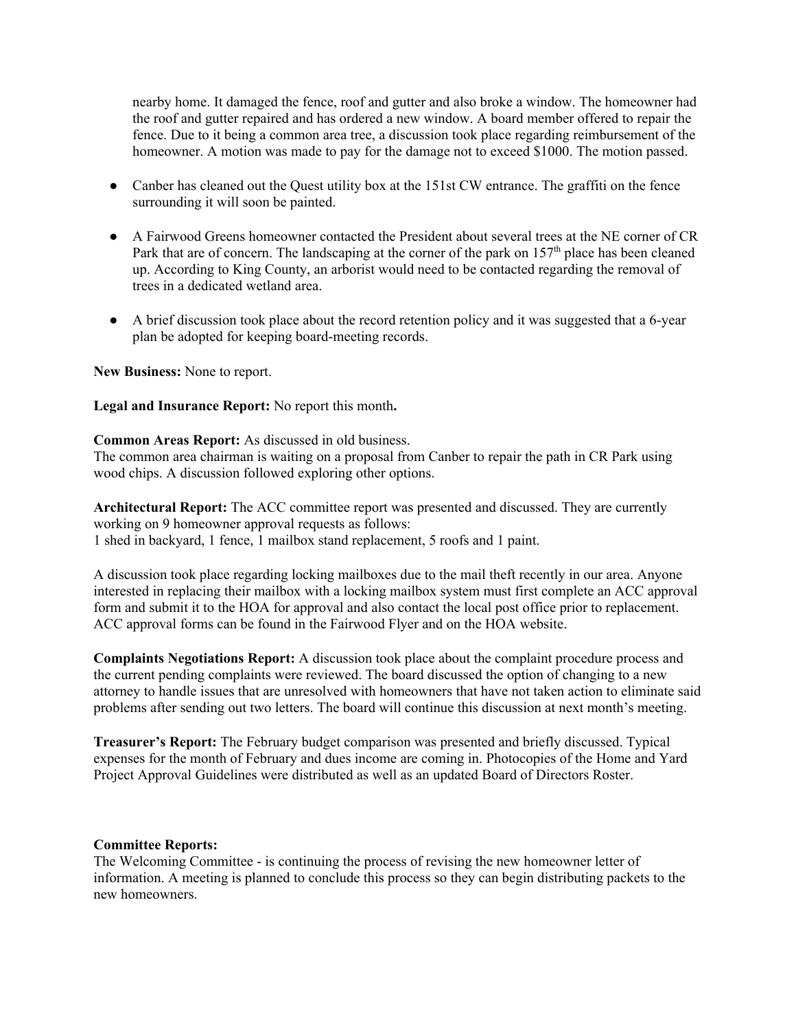nearby home. It damaged the fence, roof and gutter and also broke a window. The homeowner had the roof and gutter repaired and has ordered a new window. A board member offered to repair the fence. Due to it being a common area tree, a discussion took place regarding reimbursement of the homeowner. A motion was made to pay for the damage not to exceed $1000. The motion passed.

- Canber has cleaned out the Quest utility box at the 151st CW entrance. The graffiti on the fence surrounding it will soon be painted.

- A Fairwood Greens homeowner contacted the President about several trees at the NE corner of CR Park that are of concern. The landscaping at the corner of the park on 157th place has been cleaned up. According to King County, an arborist would need to be contacted regarding the removal of trees in a dedicated wetland area.

- A brief discussion took place about the record retention policy and it was suggested that a 6-year plan be adopted for keeping board-meeting records.

**New Business:** None to report.

**Legal and Insurance Report:** No report this month**.**

**Common Areas Report:** As discussed in old business.
The common area chairman is waiting on a proposal from Canber to repair the path in CR Park using wood chips. A discussion followed exploring other options.

**Architectural Report:** The ACC committee report was presented and discussed. They are currently working on 9 homeowner approval requests as follows:
1 shed in backyard, 1 fence, 1 mailbox stand replacement, 5 roofs and 1 paint.

A discussion took place regarding locking mailboxes due to the mail theft recently in our area. Anyone interested in replacing their mailbox with a locking mailbox system must first complete an ACC approval form and submit it to the HOA for approval and also contact the local post office prior to replacement. ACC approval forms can be found in the Fairwood Flyer and on the HOA website.

**Complaints Negotiations Report:** A discussion took place about the complaint procedure process and the current pending complaints were reviewed. The board discussed the option of changing to a new attorney to handle issues that are unresolved with homeowners that have not taken action to eliminate said problems after sending out two letters. The board will continue this discussion at next month's meeting.

**Treasurer's Report:** The February budget comparison was presented and briefly discussed. Typical expenses for the month of February and dues income are coming in. Photocopies of the Home and Yard Project Approval Guidelines were distributed as well as an updated Board of Directors Roster.

**Committee Reports:**
The Welcoming Committee - is continuing the process of revising the new homeowner letter of information. A meeting is planned to conclude this process so they can begin distributing packets to the new homeowners.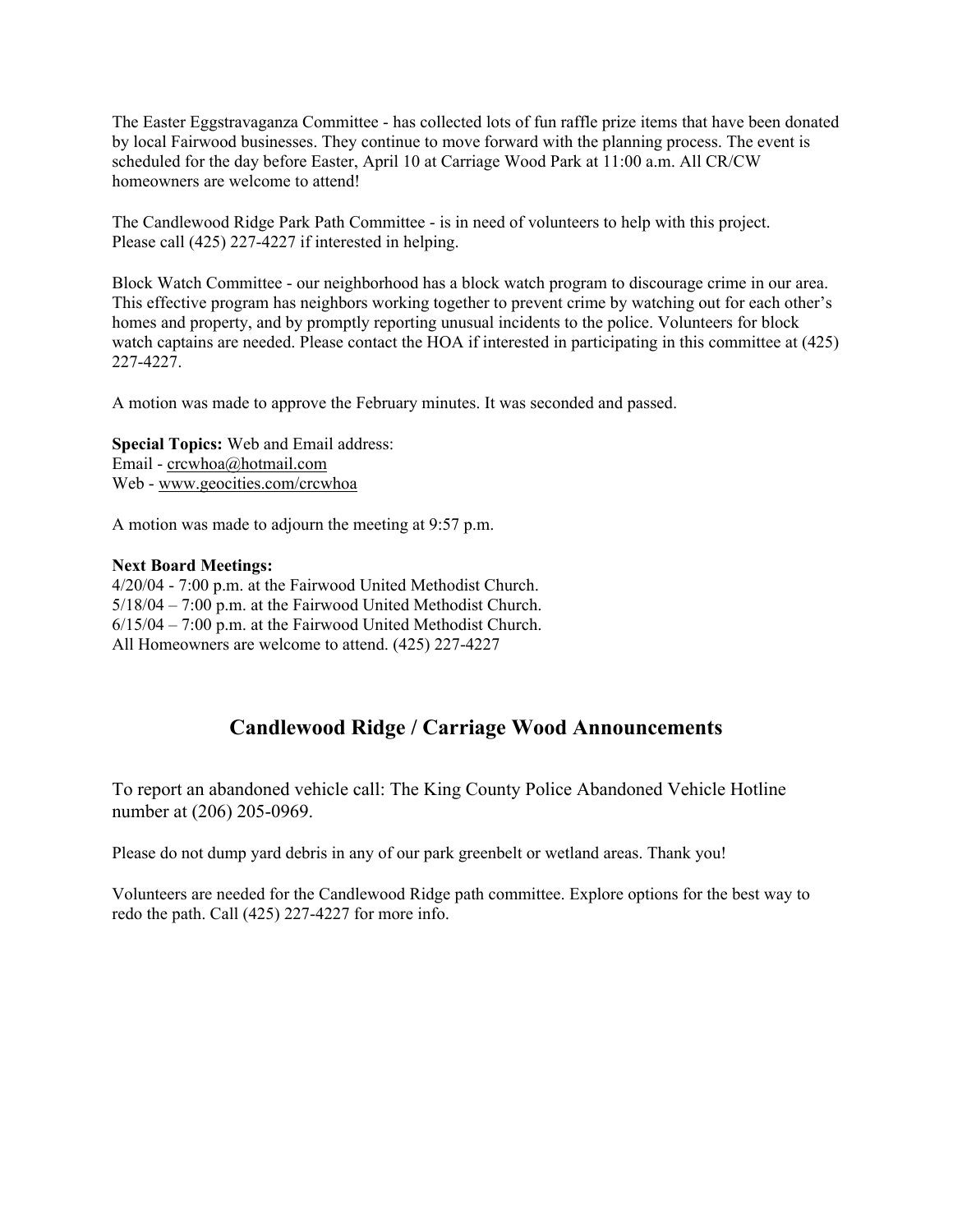The Easter Eggstravaganza Committee - has collected lots of fun raffle prize items that have been donated by local Fairwood businesses. They continue to move forward with the planning process. The event is scheduled for the day before Easter, April 10 at Carriage Wood Park at 11:00 a.m. All CR/CW homeowners are welcome to attend!

The Candlewood Ridge Park Path Committee - is in need of volunteers to help with this project. Please call (425) 227-4227 if interested in helping.

Block Watch Committee - our neighborhood has a block watch program to discourage crime in our area. This effective program has neighbors working together to prevent crime by watching out for each other's homes and property, and by promptly reporting unusual incidents to the police. Volunteers for block watch captains are needed. Please contact the HOA if interested in participating in this committee at (425) 227-4227.

A motion was made to approve the February minutes. It was seconded and passed.

**Special Topics:** Web and Email address:
Email - crcwhoa@hotmail.com
Web - www.geocities.com/crcwhoa

A motion was made to adjourn the meeting at 9:57 p.m.

**Next Board Meetings:**
4/20/04 - 7:00 p.m. at the Fairwood United Methodist Church.
5/18/04 – 7:00 p.m. at the Fairwood United Methodist Church.
6/15/04 – 7:00 p.m. at the Fairwood United Methodist Church.
All Homeowners are welcome to attend. (425) 227-4227

## Candlewood Ridge / Carriage Wood Announcements

To report an abandoned vehicle call: The King County Police Abandoned Vehicle Hotline number at (206) 205-0969.

Please do not dump yard debris in any of our park greenbelt or wetland areas. Thank you!

Volunteers are needed for the Candlewood Ridge path committee. Explore options for the best way to redo the path. Call (425) 227-4227 for more info.